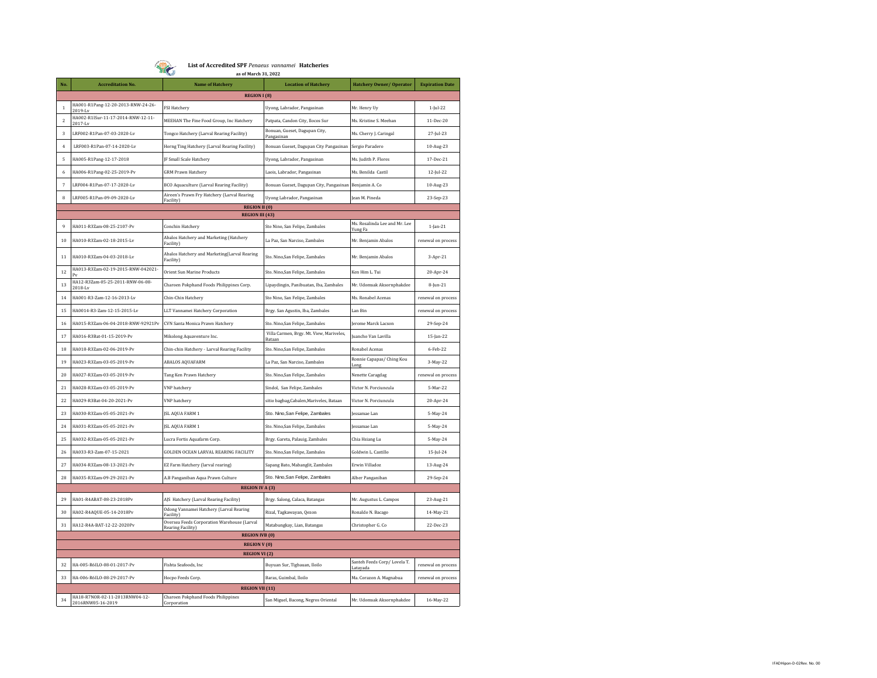# List of Accredited SPF *Penaeus vannamei* Hatcheries

**as of March 31, 2022**

| No. | Accreditation No. | Name of Hatchery | Location of Hatchery | Hatchery Owner/ Operator | Expiration Date |
|---|---|---|---|---|---|
| | | **REGION I (8)** | | | |
| 1 | HA001-R1Pang-12-20-2013-RNW-24-26-2019-Lv | FSI Hatchery | Uyong, Labrador, Pangasinan | Mr. Henry Uy | 1-Jul-22 |
| 2 | HA002-R1ISur-11-17-2014-RNW-12-11-2017-Lv | MEEHAN The Fine Food Group, Inc Hatchery | Patpata, Candon City, Ilocos Sur | Ms. Kristine S. Meehan | 11-Dec-20 |
| 3 | LRF002-R1Pan-07-03-2020-Lv | Tongco Hatchery (Larval Rearing Facility) | Bonuan, Gueset, Dagupan City, Pangasinan | Ms. Cherry J. Caringal | 27-Jul-23 |
| 4 | LRF003-R1Pan-07-14-2020-Lv | Horng Ting Hatchery (Larval Rearing Facility) | Bonuan Gueset, Dagupan City Pangasinan | Sergio Paradero | 10-Aug-23 |
| 5 | HA005-R1Pang-12-17-2018 | JF Small Scale Hatchery | Uyong, Labrador, Pangasinan | Ms. Judith P. Flores | 17-Dec-21 |
| 6 | HA006-R1Pang-02-25-2019-Pv | GRM Prawn Hatchery | Laois, Labrador, Pangasinan | Ms. Benilda Castil | 12-Jul-22 |
| 7 | LRF004-R1Pan-07-17-2020-Lv | BCO Aquaculture (Larval Rearing Facility) | Bonuan Gueset, Dagupan City, Pangasinan | Benjamin A. Co | 10-Aug-23 |
| 8 | LRF005-R1Pan-09-09-2020-Lv | Aireen's Prawn Fry Hatchery (Larval Rearing Facility) | Uyong Labrador, Pangasinan | Jean M. Pineda | 23-Sep-23 |
| | | **REGION II (0)** | | | |
| | | **REGION III (43)** | | | |
| 9 | HA011-R3Zam-08-25-2107-Pv | Conchin Hatchery | Sto Nino, San Felipe, Zambales | Ms. Rosalinda Lee and Mr. Lee Yung Fa | 1-Jan-21 |
| 10 | HA010-R3Zam-02-18-2015-Lv | Abalos Hatchery and Marketing (Hatchery Facility) | La Paz, San Narciso, Zambales | Mr. Benjamin Abalos | renewal on process |
| 11 | HA010-R3Zam-04-03-2018-Lv | Abalos Hatchery and Marketing(Larval Rearing Facility) | Sto. Nino,San Felipe, Zambales | Mr. Benjamin Abalos | 3-Apr-21 |
| 12 | HA013-R3Zam-02-19-2015-RNW-042021-Pv | Orient Sun Marine Products | Sto. Nino,San Felipe, Zambales | Ken Him L. Tui | 20-Apr-24 |
| 13 | HA12-R3Zam-05-25-2011-RNW-06-08-2018-Lv | Charoen Pokphand Foods Philippines Corp. | Lipaydingin, Panibuatan, Iba, Zambales | Mr. Udomsak Aksornphakdee | 8-Jun-21 |
| 14 | HA001-R3-Zam-12-16-2013-Lv | Chin-Chin Hatchery | Sto Nino, San Felipe, Zambales | Ms. Ronabel Acenas | renewal on process |
| 15 | HA0014-R3-Zam-12-15-2015-Lv | LLT Vannamei Hatchery Corporation | Brgy. San Agustin, Iba, Zambales | Lan Bin | renewal on process |
| 16 | HA015-R3Zam-06-04-2018-RNW-92921Pv | CVN Santa Monica Prawn Hatchery | Sto. Nino,San Felipe, Zambales | Jerome Marck Lacson | 29-Sep-24 |
| 17 | HA016-R3Bat-01-15-2019-Pv | Mikolong Aquaventure Inc. | Villa Carmen, Brgy. Mt. View, Mariveles, Bataan | Juancho Van Lavilla | 15-Jan-22 |
| 18 | HA018-R3Zam-02-06-2019-Pv | Chin-chin Hatchery - Larval Rearing Facility | Sto. Nino,San Felipe, Zambales | Ronabel Acenas | 6-Feb-22 |
| 19 | HA023-R3Zam-03-05-2019-Pv | ABALOS AQUAFARM | La Paz, San Narciso, Zambales | Ronnie Capapas/ Ching Kou Long | 3-May-22 |
| 20 | HA027-R3Zam-03-05-2019-Pv | Tang Ken Prawn Hatchery | Sto. Nino,San Felipe, Zambales | Nenette Caragdag | renewal on process |
| 21 | HA028-R3Zam-03-05-2019-Pv | VNP hatchery | Sindol, San Felipe, Zambales | Victor N. Porciuncula | 5-Mar-22 |
| 22 | HA029-R3Bat-04-20-2021-Pv | VNP hatchery | sitio bagbag,Cabalen,Mariveles, Bataan | Victor N. Porciuncula | 20-Apr-24 |
| 23 | HA030-R3Zam-05-05-2021-Pv | JSL AQUA FARM 1 | Sto. Nino,San Felipe, Zambales | Jessamae Lan | 5-May-24 |
| 24 | HA031-R3Zam-05-05-2021-Pv | JSL AQUA FARM 1 | Sto. Nino,San Felipe, Zambales | Jessamae Lan | 5-May-24 |
| 25 | HA032-R3Zam-05-05-2021-Pv | Lucra Fortis Aquafarm Corp. | Brgy. Gareta, Palauig, Zambales | Chia Hsiang Lu | 5-May-24 |
| 26 | HA033-R3-Zam-07-15-2021 | GOLDEN OCEAN LARVAL REARING FACILITY | Sto. Nino,San Felipe, Zambales | Goldwin L. Castillo | 15-Jul-24 |
| 27 | HA034-R3Zam-08-13-2021-Pv | EZ Farm Hatchery (larval rearing) | Sapang Bato, Mabanglit, Zambales | Erwin Villadoz | 13-Aug-24 |
| 28 | HA035-R3Zam-09-29-2021-Pv | A.B Panganiban Aqua Prawn Culture | Sto. Nino,San Felipe, Zambales | Alber Panganiban | 29-Sep-24 |
| | | **REGION IV A (3)** | | | |
| 29 | HA01-R4ABAT-08-23-2018Pv | AJS Hatchery (Larval Rearing Facility) | Brgy. Salong, Calaca, Batangas | Mr. Augustus L. Campos | 23-Aug-21 |
| 30 | HA02-R4AQUE-05-14-2018Pv | Odong Vannamei Hatchery (Larval Rearing Facility) | Rizal, Tagkawayan, Quezon | Ronaldo N. Bacago | 14-May-21 |
| 31 | HA12-R4A-BAT-12-22-2020Pv | Oversea Feeds Corporation Warehouse (Larval Rearing Facility) | Matabungkay, Lian, Batangas | Christopher G. Co | 22-Dec-23 |
| | | **REGION IVB (0)** | | | |
| | | **REGION V (0)** | | | |
| | | **REGION VI (2)** | | | |
| 32 | HA-005-R6ILO-08-01-2017-Pv | Fishta Seafoods, Inc | Buyuan Sur, Tigbauan, Iloilo | Santeh Feeds Corp/ Lovela T. Latayada | renewal on process |
| 33 | HA-006-R6ILO-08-29-2017-Pv | Hocpo Feeds Corp. | Baras, Guimbal, Iloilo | Ma. Corazon A. Magnabua | renewal on process |
| | | **REGION VII (11)** | | | |
| 34 | HA18-R7NOR-02-11-2013RNW04-12-2016RNW05-16-2019 | Charoen Pokphand Foods Philippines Corporation | San Miguel, Bacong, Negros Oriental | Mr. Udomsak Aksornphakdee | 16-May-22 |

IFADHipon-D-02Rev. No. 00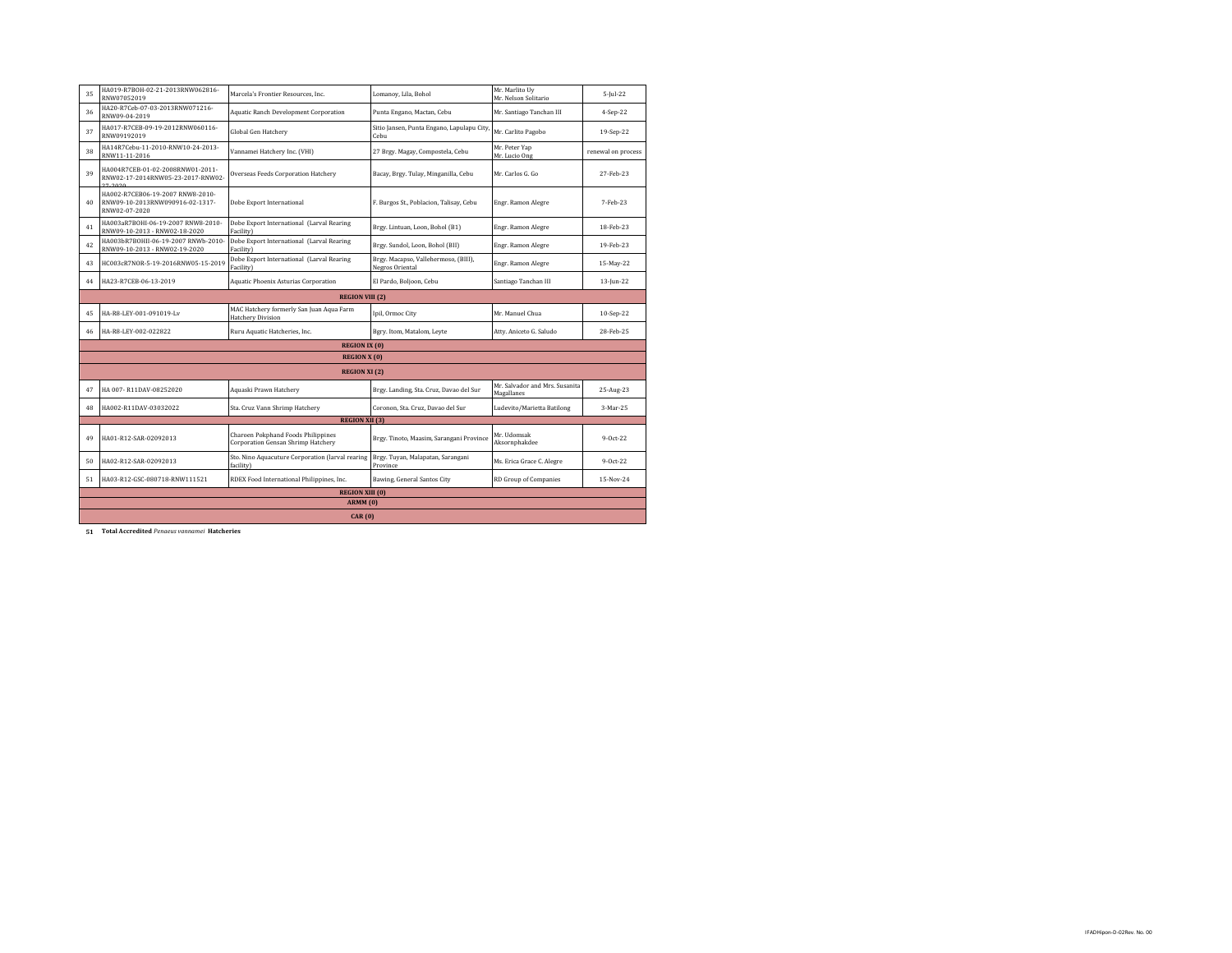| | | | | | |
|---|---|---|---|---|---|
| 35 | HA019-R7BOH-02-21-2013RNW062816-RNW07052019 | Marcela's Frontier Resources, Inc. | Lomanoy, Lila, Bohol | Mr. Marlito Uy<br>Mr. Nelson Solitario | 5-Jul-22 |
| 36 | HA20-R7Ceb-07-03-2013RNW071216-RNW09-04-2019 | Aquatic Ranch Development Corporation | Punta Engano, Mactan, Cebu | Mr. Santiago Tanchan III | 4-Sep-22 |
| 37 | HA017-R7CEB-09-19-2012RNW060116-RNW09192019 | Global Gen Hatchery | Sitio Jansen, Punta Engano, Lapulapu City, Cebu | Mr. Carlito Pagobo | 19-Sep-22 |
| 38 | HA14R7Cebu-11-2010-RNW10-24-2013-RNW11-11-2016 | Vannamei Hatchery Inc. (VHI) | 27 Brgy. Magay, Compostela, Cebu | Mr. Peter Yap<br>Mr. Lucio Ong | renewal on process |
| 39 | HA004R7CEB-01-02-2008RNW01-2011-RNW02-17-2014RNW05-23-2017-RNW02-27-2020 | Overseas Feeds Corporation Hatchery | Bacay, Brgy. Tulay, Minganilla, Cebu | Mr. Carlos G. Go | 27-Feb-23 |
| 40 | HA002-R7CEB06-19-2007 RNW8-2010-RNW09-10-2013RNW090916-02-1317-RNW02-07-2020 | Dobe Export International | F. Burgos St., Poblacion, Talisay, Cebu | Engr. Ramon Alegre | 7-Feb-23 |
| 41 | HA003aR7BOHI-06-19-2007 RNW8-2010-RNW09-10-2013 - RNW02-18-2020 | Dobe Export International (Larval Rearing Facility) | Brgy. Lintuan, Leon, Bohol (B1) | Engr. Ramon Alegre | 18-Feb-23 |
| 42 | HA003bR7BOHII-06-19-2007 RNWb-2010-RNW09-10-2013 - RNW02-19-2020 | Dobe Export International (Larval Rearing Facility) | Brgy. Sundol, Loon, Bohol (BII) | Engr. Ramon Alegre | 19-Feb-23 |
| 43 | HC003cR7NOR-5-19-2016RNW05-15-2019 | Dobe Export International (Larval Rearing Facility) | Brgy. Macapso, Vallehermoso, (BIII), Negros Oriental | Engr. Ramon Alegre | 15-May-22 |
| 44 | HA23-R7CEB-06-13-2019 | Aquatic Phoenix Asturias Corporation | El Pardo, Boljoon, Cebu | Santiago Tanchan III | 13-Jun-22 |
| | | | **REGION VIII (2)** | | |
| 45 | HA-R8-LEY-001-091019-Lv | MAC Hatchery formerly San Juan Aqua Farm Hatchery Division | Ipil, Ormoc City | Mr. Manuel Chua | 10-Sep-22 |
| 46 | HA-R8-LEY-002-022822 | Ruru Aquatic Hatcheries, Inc. | Bgry. Itom, Matalom, Leyte | Atty. Aniceto G. Saludo | 28-Feb-25 |
| | | | **REGION IX (0)** | | |
| | | | **REGION X (0)** | | |
| | | | **REGION XI (2)** | | |
| 47 | HA 007- R11DAV-08252020 | Aquaski Prawn Hatchery | Brgy. Landing, Sta. Cruz, Davao del Sur | Mr. Salvador and Mrs. Susanita Magallanes | 25-Aug-23 |
| 48 | HA002-R11DAV-03032022 | Sta. Cruz Vann Shrimp Hatchery | Coronon, Sta. Cruz, Davao del Sur | Ludevito/Marietta Batilong | 3-Mar-25 |
| | | | **REGION XII (3)** | | |
| 49 | HA01-R12-SAR-02092013 | Charoen Pokphand Foods Philippines Corporation Gensan Shrimp Hatchery | Brgy. Tinoto, Maasim, Sarangani Province | Mr. Udomsak Aksornphakdee | 9-Oct-22 |
| 50 | HA02-R12-SAR-02092013 | Sto. Nino Aquacuture Corporation (larval rearing facility) | Brgy. Tuyan, Malapatan, Sarangani Province | Ms. Erica Grace C. Alegre | 9-Oct-22 |
| 51 | HA03-R12-GSC-080718-RNW111521 | RDEX Food International Philippines, Inc. | Bawing, General Santos City | RD Group of Companies | 15-Nov-24 |
| | | | **REGION XIII (0)** | | |
| | | | **ARMM (0)** | | |
| | | | **CAR (0)** | | |

**51 Total Accredited *Penaeus vannamei* Hatcheries**